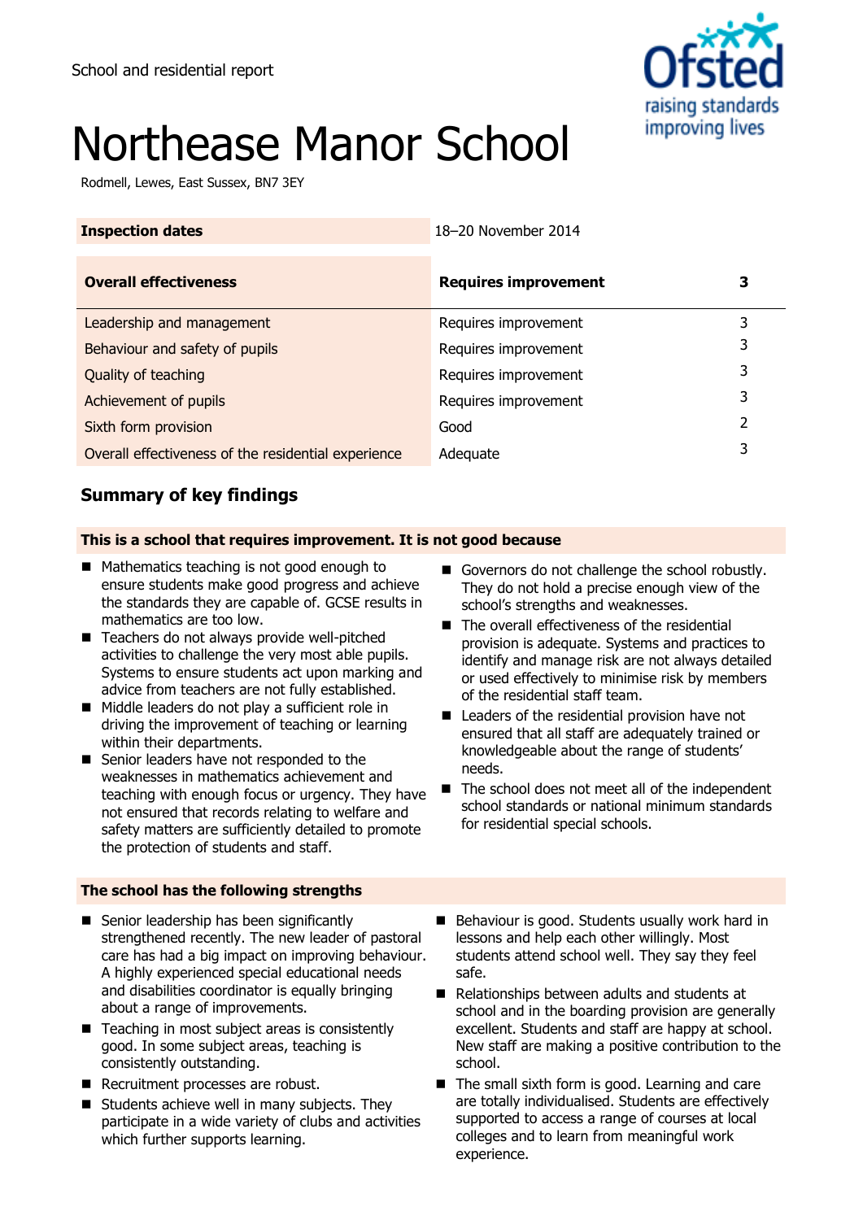School and residential report

# Northease Manor School

Rodmell, Lewes, East Sussex, BN7 3EY

| Inspection dates | 18–20 November 2014 | |
|---|---|---|
| **Overall effectiveness** | **Requires improvement** | **3** |
| Leadership and management | Requires improvement | 3 |
| Behaviour and safety of pupils | Requires improvement | 3 |
| Quality of teaching | Requires improvement | 3 |
| Achievement of pupils | Requires improvement | 3 |
| Sixth form provision | Good | 2 |
| Overall effectiveness of the residential experience | Adequate | 3 |

## Summary of key findings

### This is a school that requires improvement. It is not good because

- Mathematics teaching is not good enough to ensure students make good progress and achieve the standards they are capable of. GCSE results in mathematics are too low.
- Teachers do not always provide well-pitched activities to challenge the very most able pupils. Systems to ensure students act upon marking and advice from teachers are not fully established.
- Middle leaders do not play a sufficient role in driving the improvement of teaching or learning within their departments.
- Senior leaders have not responded to the weaknesses in mathematics achievement and teaching with enough focus or urgency. They have not ensured that records relating to welfare and safety matters are sufficiently detailed to promote the protection of students and staff.
- Governors do not challenge the school robustly. They do not hold a precise enough view of the school's strengths and weaknesses.
- The overall effectiveness of the residential provision is adequate. Systems and practices to identify and manage risk are not always detailed or used effectively to minimise risk by members of the residential staff team.
- Leaders of the residential provision have not ensured that all staff are adequately trained or knowledgeable about the range of students' needs.
- The school does not meet all of the independent school standards or national minimum standards for residential special schools.

### The school has the following strengths

- Senior leadership has been significantly strengthened recently. The new leader of pastoral care has had a big impact on improving behaviour. A highly experienced special educational needs and disabilities coordinator is equally bringing about a range of improvements.
- Teaching in most subject areas is consistently good. In some subject areas, teaching is consistently outstanding.
- Recruitment processes are robust.
- Students achieve well in many subjects. They participate in a wide variety of clubs and activities which further supports learning.
- Behaviour is good. Students usually work hard in lessons and help each other willingly. Most students attend school well. They say they feel safe.
- Relationships between adults and students at school and in the boarding provision are generally excellent. Students and staff are happy at school. New staff are making a positive contribution to the school.
- The small sixth form is good. Learning and care are totally individualised. Students are effectively supported to access a range of courses at local colleges and to learn from meaningful work experience.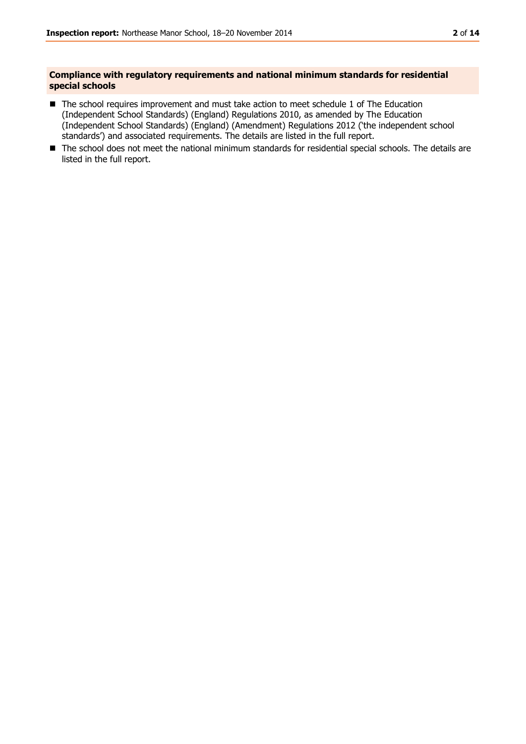## Compliance with regulatory requirements and national minimum standards for residential special schools

- The school requires improvement and must take action to meet schedule 1 of The Education (Independent School Standards) (England) Regulations 2010, as amended by The Education (Independent School Standards) (England) (Amendment) Regulations 2012 ('the independent school standards') and associated requirements. The details are listed in the full report.
- The school does not meet the national minimum standards for residential special schools. The details are listed in the full report.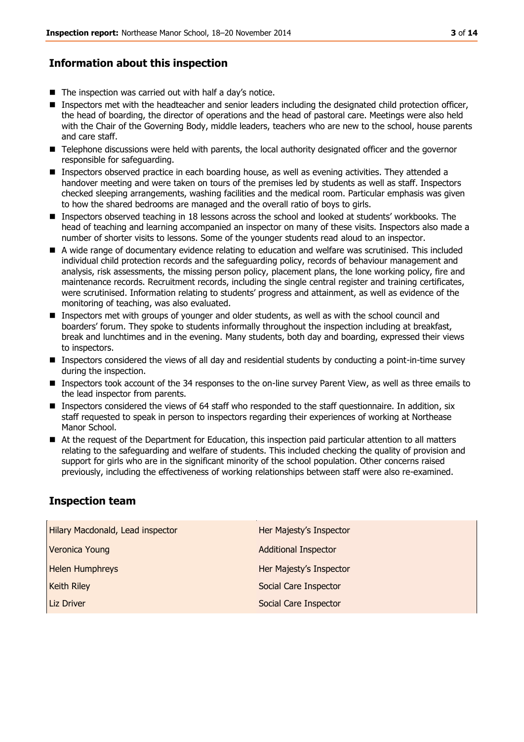## Information about this inspection

- The inspection was carried out with half a day's notice.
- Inspectors met with the headteacher and senior leaders including the designated child protection officer, the head of boarding, the director of operations and the head of pastoral care. Meetings were also held with the Chair of the Governing Body, middle leaders, teachers who are new to the school, house parents and care staff.
- Telephone discussions were held with parents, the local authority designated officer and the governor responsible for safeguarding.
- Inspectors observed practice in each boarding house, as well as evening activities. They attended a handover meeting and were taken on tours of the premises led by students as well as staff. Inspectors checked sleeping arrangements, washing facilities and the medical room. Particular emphasis was given to how the shared bedrooms are managed and the overall ratio of boys to girls.
- Inspectors observed teaching in 18 lessons across the school and looked at students' workbooks. The head of teaching and learning accompanied an inspector on many of these visits. Inspectors also made a number of shorter visits to lessons. Some of the younger students read aloud to an inspector.
- A wide range of documentary evidence relating to education and welfare was scrutinised. This included individual child protection records and the safeguarding policy, records of behaviour management and analysis, risk assessments, the missing person policy, placement plans, the lone working policy, fire and maintenance records. Recruitment records, including the single central register and training certificates, were scrutinised. Information relating to students' progress and attainment, as well as evidence of the monitoring of teaching, was also evaluated.
- Inspectors met with groups of younger and older students, as well as with the school council and boarders' forum. They spoke to students informally throughout the inspection including at breakfast, break and lunchtimes and in the evening. Many students, both day and boarding, expressed their views to inspectors.
- Inspectors considered the views of all day and residential students by conducting a point-in-time survey during the inspection.
- Inspectors took account of the 34 responses to the on-line survey Parent View, as well as three emails to the lead inspector from parents.
- Inspectors considered the views of 64 staff who responded to the staff questionnaire. In addition, six staff requested to speak in person to inspectors regarding their experiences of working at Northease Manor School.
- At the request of the Department for Education, this inspection paid particular attention to all matters relating to the safeguarding and welfare of students. This included checking the quality of provision and support for girls who are in the significant minority of the school population. Other concerns raised previously, including the effectiveness of working relationships between staff were also re-examined.

## Inspection team

| | |
|---|---|
| Hilary Macdonald, Lead inspector | Her Majesty's Inspector |
| Veronica Young | Additional Inspector |
| Helen Humphreys | Her Majesty's Inspector |
| Keith Riley | Social Care Inspector |
| Liz Driver | Social Care Inspector |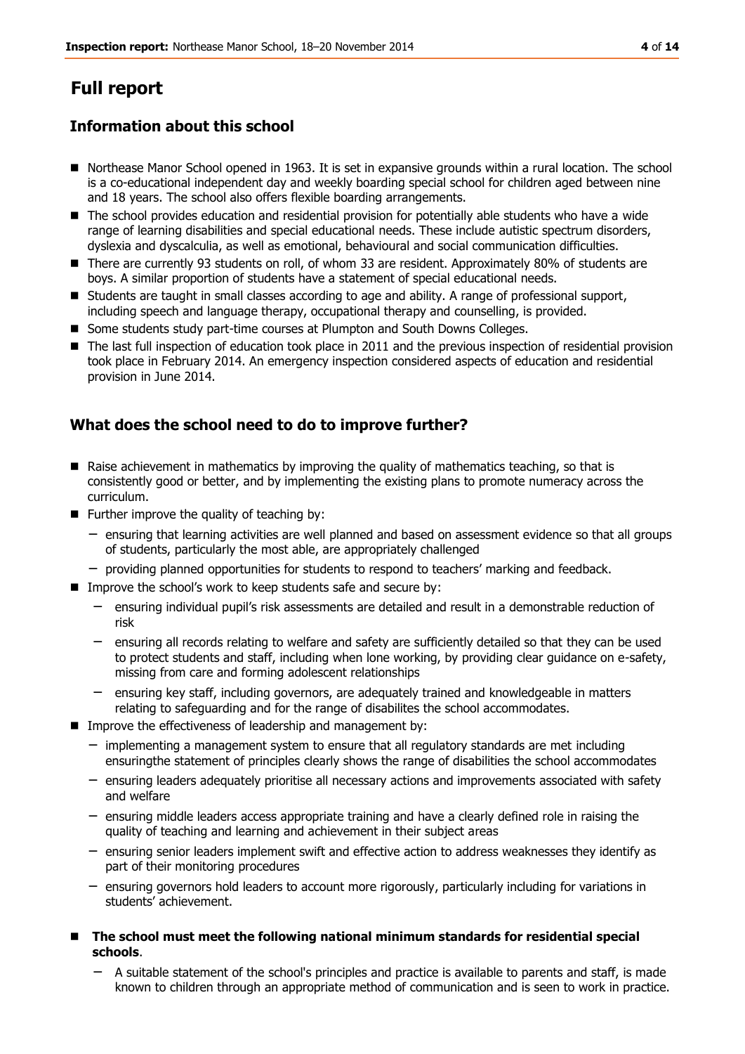# Full report

## Information about this school

- Northease Manor School opened in 1963. It is set in expansive grounds within a rural location. The school is a co-educational independent day and weekly boarding special school for children aged between nine and 18 years. The school also offers flexible boarding arrangements.
- The school provides education and residential provision for potentially able students who have a wide range of learning disabilities and special educational needs. These include autistic spectrum disorders, dyslexia and dyscalculia, as well as emotional, behavioural and social communication difficulties.
- There are currently 93 students on roll, of whom 33 are resident. Approximately 80% of students are boys. A similar proportion of students have a statement of special educational needs.
- Students are taught in small classes according to age and ability. A range of professional support, including speech and language therapy, occupational therapy and counselling, is provided.
- Some students study part-time courses at Plumpton and South Downs Colleges.
- The last full inspection of education took place in 2011 and the previous inspection of residential provision took place in February 2014. An emergency inspection considered aspects of education and residential provision in June 2014.

## What does the school need to do to improve further?

- Raise achievement in mathematics by improving the quality of mathematics teaching, so that is consistently good or better, and by implementing the existing plans to promote numeracy across the curriculum.
- Further improve the quality of teaching by:
  - ensuring that learning activities are well planned and based on assessment evidence so that all groups of students, particularly the most able, are appropriately challenged
  - providing planned opportunities for students to respond to teachers' marking and feedback.
- Improve the school's work to keep students safe and secure by:
  - ensuring individual pupil's risk assessments are detailed and result in a demonstrable reduction of risk
  - ensuring all records relating to welfare and safety are sufficiently detailed so that they can be used to protect students and staff, including when lone working, by providing clear guidance on e-safety, missing from care and forming adolescent relationships
  - ensuring key staff, including governors, are adequately trained and knowledgeable in matters relating to safeguarding and for the range of disabilites the school accommodates.
- Improve the effectiveness of leadership and management by:
  - implementing a management system to ensure that all regulatory standards are met including ensuringthe statement of principles clearly shows the range of disabilities the school accommodates
  - ensuring leaders adequately prioritise all necessary actions and improvements associated with safety and welfare
  - ensuring middle leaders access appropriate training and have a clearly defined role in raising the quality of teaching and learning and achievement in their subject areas
  - ensuring senior leaders implement swift and effective action to address weaknesses they identify as part of their monitoring procedures
  - ensuring governors hold leaders to account more rigorously, particularly including for variations in students' achievement.

- **The school must meet the following national minimum standards for residential special schools**.
  - A suitable statement of the school's principles and practice is available to parents and staff, is made known to children through an appropriate method of communication and is seen to work in practice.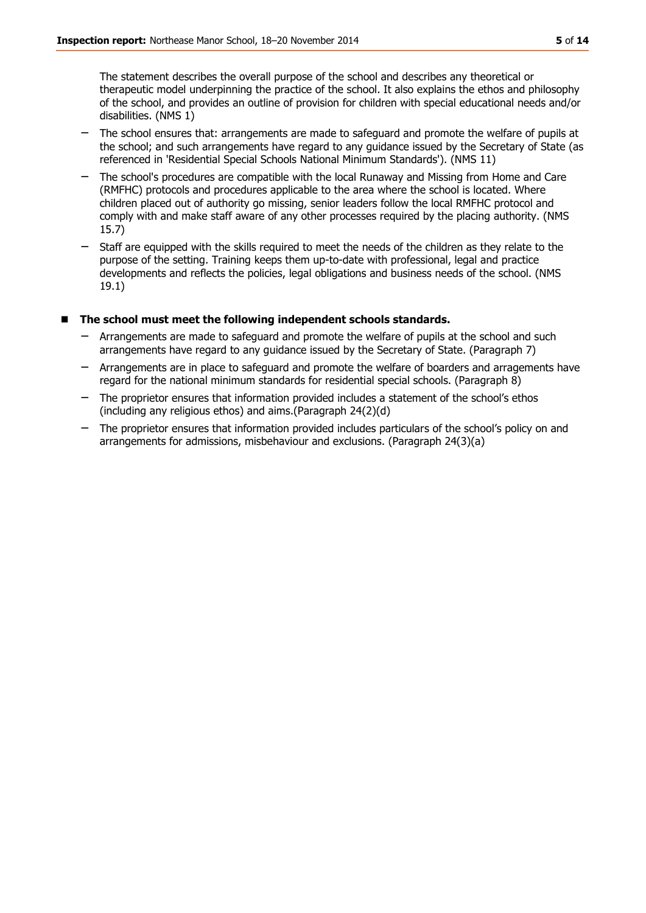The statement describes the overall purpose of the school and describes any theoretical or therapeutic model underpinning the practice of the school. It also explains the ethos and philosophy of the school, and provides an outline of provision for children with special educational needs and/or disabilities. (NMS 1)

- The school ensures that: arrangements are made to safeguard and promote the welfare of pupils at the school; and such arrangements have regard to any guidance issued by the Secretary of State (as referenced in 'Residential Special Schools National Minimum Standards'). (NMS 11)
- The school's procedures are compatible with the local Runaway and Missing from Home and Care (RMFHC) protocols and procedures applicable to the area where the school is located. Where children placed out of authority go missing, senior leaders follow the local RMFHC protocol and comply with and make staff aware of any other processes required by the placing authority. (NMS 15.7)
- Staff are equipped with the skills required to meet the needs of the children as they relate to the purpose of the setting. Training keeps them up-to-date with professional, legal and practice developments and reflects the policies, legal obligations and business needs of the school. (NMS 19.1)

- **The school must meet the following independent schools standards.**
  - Arrangements are made to safeguard and promote the welfare of pupils at the school and such arrangements have regard to any guidance issued by the Secretary of State. (Paragraph 7)
  - Arrangements are in place to safeguard and promote the welfare of boarders and arragements have regard for the national minimum standards for residential special schools. (Paragraph 8)
  - The proprietor ensures that information provided includes a statement of the school's ethos (including any religious ethos) and aims.(Paragraph 24(2)(d)
  - The proprietor ensures that information provided includes particulars of the school's policy on and arrangements for admissions, misbehaviour and exclusions. (Paragraph 24(3)(a)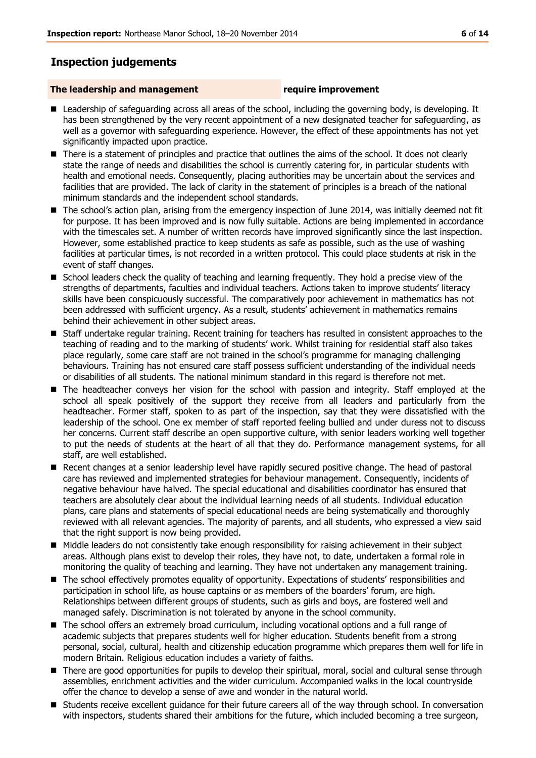## Inspection judgements

| **The leadership and management** | **require improvement** |
|---|---|

- Leadership of safeguarding across all areas of the school, including the governing body, is developing. It has been strengthened by the very recent appointment of a new designated teacher for safeguarding, as well as a governor with safeguarding experience. However, the effect of these appointments has not yet significantly impacted upon practice.
- There is a statement of principles and practice that outlines the aims of the school. It does not clearly state the range of needs and disabilities the school is currently catering for, in particular students with health and emotional needs. Consequently, placing authorities may be uncertain about the services and facilities that are provided. The lack of clarity in the statement of principles is a breach of the national minimum standards and the independent school standards.
- The school's action plan, arising from the emergency inspection of June 2014, was initially deemed not fit for purpose. It has been improved and is now fully suitable. Actions are being implemented in accordance with the timescales set. A number of written records have improved significantly since the last inspection. However, some established practice to keep students as safe as possible, such as the use of washing facilities at particular times, is not recorded in a written protocol. This could place students at risk in the event of staff changes.
- School leaders check the quality of teaching and learning frequently. They hold a precise view of the strengths of departments, faculties and individual teachers. Actions taken to improve students' literacy skills have been conspicuously successful. The comparatively poor achievement in mathematics has not been addressed with sufficient urgency. As a result, students' achievement in mathematics remains behind their achievement in other subject areas.
- Staff undertake regular training. Recent training for teachers has resulted in consistent approaches to the teaching of reading and to the marking of students' work. Whilst training for residential staff also takes place regularly, some care staff are not trained in the school's programme for managing challenging behaviours. Training has not ensured care staff possess sufficient understanding of the individual needs or disabilities of all students. The national minimum standard in this regard is therefore not met.
- The headteacher conveys her vision for the school with passion and integrity. Staff employed at the school all speak positively of the support they receive from all leaders and particularly from the headteacher. Former staff, spoken to as part of the inspection, say that they were dissatisfied with the leadership of the school. One ex member of staff reported feeling bullied and under duress not to discuss her concerns. Current staff describe an open supportive culture, with senior leaders working well together to put the needs of students at the heart of all that they do. Performance management systems, for all staff, are well established.
- Recent changes at a senior leadership level have rapidly secured positive change. The head of pastoral care has reviewed and implemented strategies for behaviour management. Consequently, incidents of negative behaviour have halved. The special educational and disabilities coordinator has ensured that teachers are absolutely clear about the individual learning needs of all students. Individual education plans, care plans and statements of special educational needs are being systematically and thoroughly reviewed with all relevant agencies. The majority of parents, and all students, who expressed a view said that the right support is now being provided.
- Middle leaders do not consistently take enough responsibility for raising achievement in their subject areas. Although plans exist to develop their roles, they have not, to date, undertaken a formal role in monitoring the quality of teaching and learning. They have not undertaken any management training.
- The school effectively promotes equality of opportunity. Expectations of students' responsibilities and participation in school life, as house captains or as members of the boarders' forum, are high. Relationships between different groups of students, such as girls and boys, are fostered well and managed safely. Discrimination is not tolerated by anyone in the school community.
- The school offers an extremely broad curriculum, including vocational options and a full range of academic subjects that prepares students well for higher education. Students benefit from a strong personal, social, cultural, health and citizenship education programme which prepares them well for life in modern Britain. Religious education includes a variety of faiths.
- There are good opportunities for pupils to develop their spiritual, moral, social and cultural sense through assemblies, enrichment activities and the wider curriculum. Accompanied walks in the local countryside offer the chance to develop a sense of awe and wonder in the natural world.
- Students receive excellent guidance for their future careers all of the way through school. In conversation with inspectors, students shared their ambitions for the future, which included becoming a tree surgeon,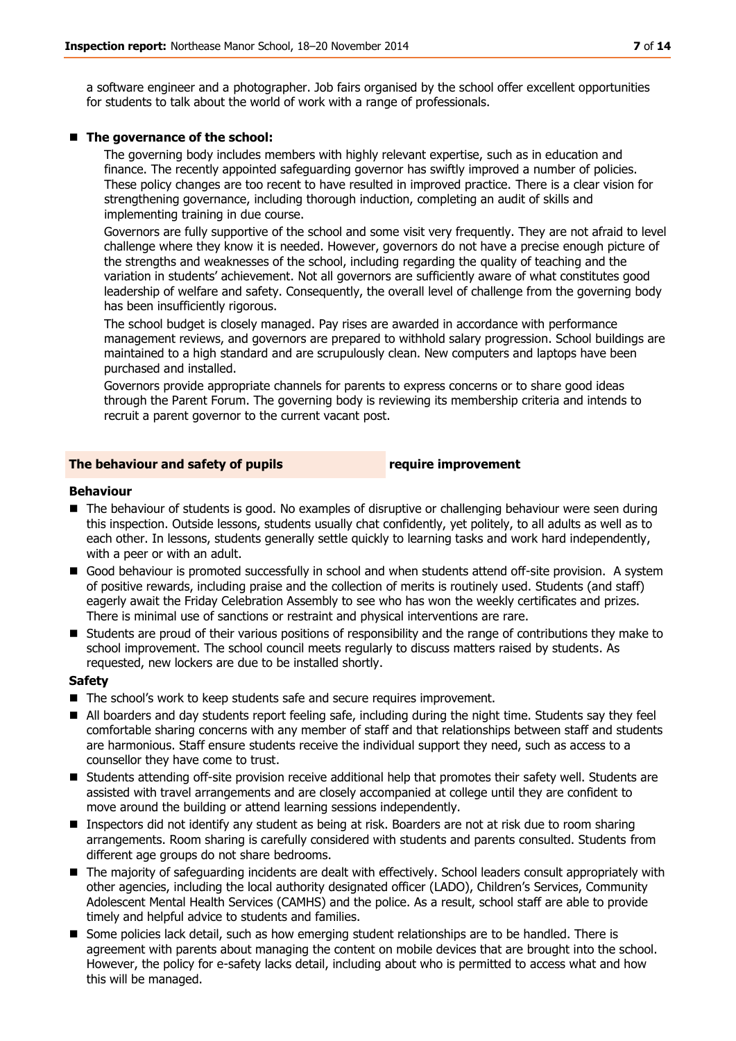a software engineer and a photographer. Job fairs organised by the school offer excellent opportunities for students to talk about the world of work with a range of professionals.

- **The governance of the school:**

  The governing body includes members with highly relevant expertise, such as in education and finance. The recently appointed safeguarding governor has swiftly improved a number of policies. These policy changes are too recent to have resulted in improved practice. There is a clear vision for strengthening governance, including thorough induction, completing an audit of skills and implementing training in due course.

  Governors are fully supportive of the school and some visit very frequently. They are not afraid to level challenge where they know it is needed. However, governors do not have a precise enough picture of the strengths and weaknesses of the school, including regarding the quality of teaching and the variation in students' achievement. Not all governors are sufficiently aware of what constitutes good leadership of welfare and safety. Consequently, the overall level of challenge from the governing body has been insufficiently rigorous.

  The school budget is closely managed. Pay rises are awarded in accordance with performance management reviews, and governors are prepared to withhold salary progression. School buildings are maintained to a high standard and are scrupulously clean. New computers and laptops have been purchased and installed.

  Governors provide appropriate channels for parents to express concerns or to share good ideas through the Parent Forum. The governing body is reviewing its membership criteria and intends to recruit a parent governor to the current vacant post.

## The behaviour and safety of pupils — require improvement

### Behaviour

- The behaviour of students is good. No examples of disruptive or challenging behaviour were seen during this inspection. Outside lessons, students usually chat confidently, yet politely, to all adults as well as to each other. In lessons, students generally settle quickly to learning tasks and work hard independently, with a peer or with an adult.
- Good behaviour is promoted successfully in school and when students attend off-site provision. A system of positive rewards, including praise and the collection of merits is routinely used. Students (and staff) eagerly await the Friday Celebration Assembly to see who has won the weekly certificates and prizes. There is minimal use of sanctions or restraint and physical interventions are rare.
- Students are proud of their various positions of responsibility and the range of contributions they make to school improvement. The school council meets regularly to discuss matters raised by students. As requested, new lockers are due to be installed shortly.

### Safety

- The school's work to keep students safe and secure requires improvement.
- All boarders and day students report feeling safe, including during the night time. Students say they feel comfortable sharing concerns with any member of staff and that relationships between staff and students are harmonious. Staff ensure students receive the individual support they need, such as access to a counsellor they have come to trust.
- Students attending off-site provision receive additional help that promotes their safety well. Students are assisted with travel arrangements and are closely accompanied at college until they are confident to move around the building or attend learning sessions independently.
- Inspectors did not identify any student as being at risk. Boarders are not at risk due to room sharing arrangements. Room sharing is carefully considered with students and parents consulted. Students from different age groups do not share bedrooms.
- The majority of safeguarding incidents are dealt with effectively. School leaders consult appropriately with other agencies, including the local authority designated officer (LADO), Children's Services, Community Adolescent Mental Health Services (CAMHS) and the police. As a result, school staff are able to provide timely and helpful advice to students and families.
- Some policies lack detail, such as how emerging student relationships are to be handled. There is agreement with parents about managing the content on mobile devices that are brought into the school. However, the policy for e-safety lacks detail, including about who is permitted to access what and how this will be managed.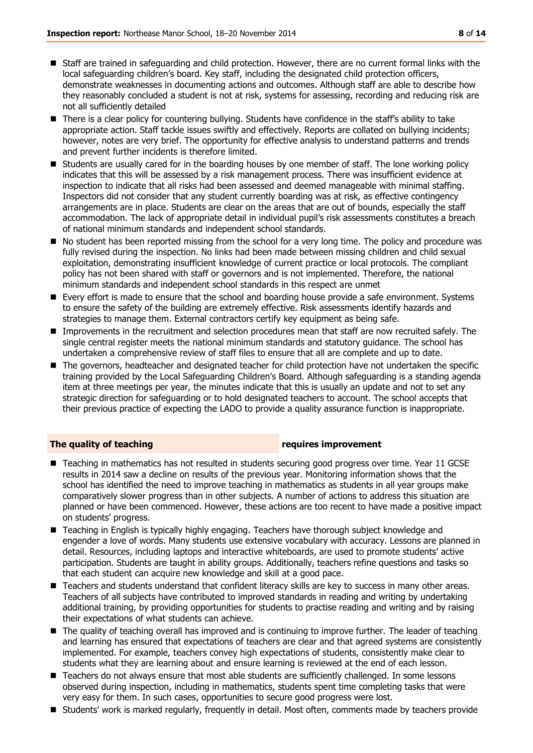- Staff are trained in safeguarding and child protection. However, there are no current formal links with the local safeguarding children's board. Key staff, including the designated child protection officers, demonstrate weaknesses in documenting actions and outcomes. Although staff are able to describe how they reasonably concluded a student is not at risk, systems for assessing, recording and reducing risk are not all sufficiently detailed
- There is a clear policy for countering bullying. Students have confidence in the staff's ability to take appropriate action. Staff tackle issues swiftly and effectively. Reports are collated on bullying incidents; however, notes are very brief. The opportunity for effective analysis to understand patterns and trends and prevent further incidents is therefore limited.
- Students are usually cared for in the boarding houses by one member of staff. The lone working policy indicates that this will be assessed by a risk management process. There was insufficient evidence at inspection to indicate that all risks had been assessed and deemed manageable with minimal staffing. Inspectors did not consider that any student currently boarding was at risk, as effective contingency arrangements are in place. Students are clear on the areas that are out of bounds, especially the staff accommodation. The lack of appropriate detail in individual pupil's risk assessments constitutes a breach of national minimum standards and independent school standards.
- No student has been reported missing from the school for a very long time. The policy and procedure was fully revised during the inspection. No links had been made between missing children and child sexual exploitation, demonstrating insufficient knowledge of current practice or local protocols. The compliant policy has not been shared with staff or governors and is not implemented. Therefore, the national minimum standards and independent school standards in this respect are unmet
- Every effort is made to ensure that the school and boarding house provide a safe environment. Systems to ensure the safety of the building are extremely effective. Risk assessments identify hazards and strategies to manage them. External contractors certify key equipment as being safe.
- Improvements in the recruitment and selection procedures mean that staff are now recruited safely. The single central register meets the national minimum standards and statutory guidance. The school has undertaken a comprehensive review of staff files to ensure that all are complete and up to date.
- The governors, headteacher and designated teacher for child protection have not undertaken the specific training provided by the Local Safeguarding Children's Board. Although safeguarding is a standing agenda item at three meetings per year, the minutes indicate that this is usually an update and not to set any strategic direction for safeguarding or to hold designated teachers to account. The school accepts that their previous practice of expecting the LADO to provide a quality assurance function is inappropriate.

**The quality of teaching** **requires improvement**

- Teaching in mathematics has not resulted in students securing good progress over time. Year 11 GCSE results in 2014 saw a decline on results of the previous year. Monitoring information shows that the school has identified the need to improve teaching in mathematics as students in all year groups make comparatively slower progress than in other subjects. A number of actions to address this situation are planned or have been commenced. However, these actions are too recent to have made a positive impact on students' progress.
- Teaching in English is typically highly engaging. Teachers have thorough subject knowledge and engender a love of words. Many students use extensive vocabulary with accuracy. Lessons are planned in detail. Resources, including laptops and interactive whiteboards, are used to promote students' active participation. Students are taught in ability groups. Additionally, teachers refine questions and tasks so that each student can acquire new knowledge and skill at a good pace.
- Teachers and students understand that confident literacy skills are key to success in many other areas. Teachers of all subjects have contributed to improved standards in reading and writing by undertaking additional training, by providing opportunities for students to practise reading and writing and by raising their expectations of what students can achieve.
- The quality of teaching overall has improved and is continuing to improve further. The leader of teaching and learning has ensured that expectations of teachers are clear and that agreed systems are consistently implemented. For example, teachers convey high expectations of students, consistently make clear to students what they are learning about and ensure learning is reviewed at the end of each lesson.
- Teachers do not always ensure that most able students are sufficiently challenged. In some lessons observed during inspection, including in mathematics, students spent time completing tasks that were very easy for them. In such cases, opportunities to secure good progress were lost.
- Students' work is marked regularly, frequently in detail. Most often, comments made by teachers provide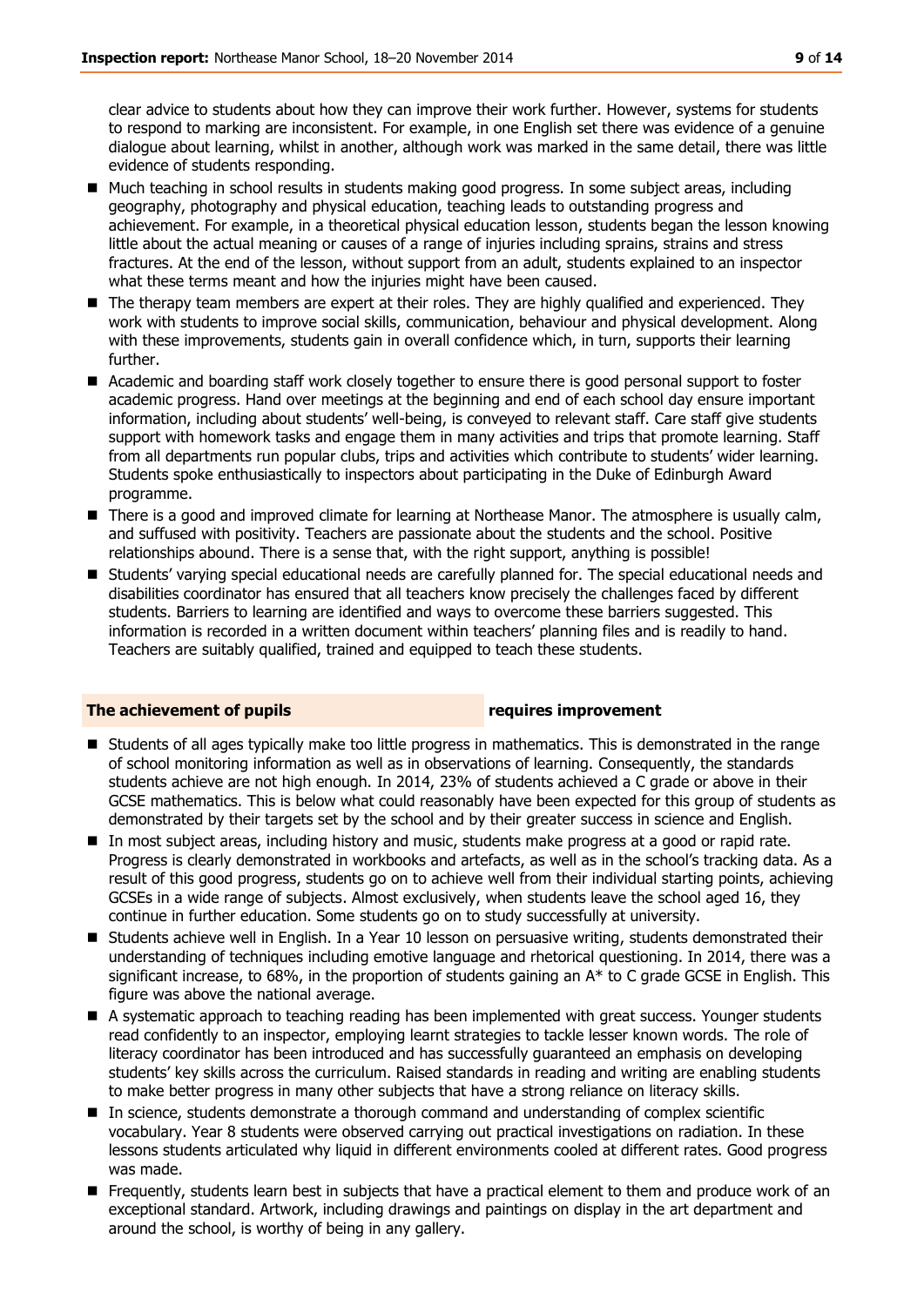clear advice to students about how they can improve their work further. However, systems for students to respond to marking are inconsistent. For example, in one English set there was evidence of a genuine dialogue about learning, whilst in another, although work was marked in the same detail, there was little evidence of students responding.

- Much teaching in school results in students making good progress. In some subject areas, including geography, photography and physical education, teaching leads to outstanding progress and achievement. For example, in a theoretical physical education lesson, students began the lesson knowing little about the actual meaning or causes of a range of injuries including sprains, strains and stress fractures. At the end of the lesson, without support from an adult, students explained to an inspector what these terms meant and how the injuries might have been caused.
- The therapy team members are expert at their roles. They are highly qualified and experienced. They work with students to improve social skills, communication, behaviour and physical development. Along with these improvements, students gain in overall confidence which, in turn, supports their learning further.
- Academic and boarding staff work closely together to ensure there is good personal support to foster academic progress. Hand over meetings at the beginning and end of each school day ensure important information, including about students' well-being, is conveyed to relevant staff. Care staff give students support with homework tasks and engage them in many activities and trips that promote learning. Staff from all departments run popular clubs, trips and activities which contribute to students' wider learning. Students spoke enthusiastically to inspectors about participating in the Duke of Edinburgh Award programme.
- There is a good and improved climate for learning at Northease Manor. The atmosphere is usually calm, and suffused with positivity. Teachers are passionate about the students and the school. Positive relationships abound. There is a sense that, with the right support, anything is possible!
- Students' varying special educational needs are carefully planned for. The special educational needs and disabilities coordinator has ensured that all teachers know precisely the challenges faced by different students. Barriers to learning are identified and ways to overcome these barriers suggested. This information is recorded in a written document within teachers' planning files and is readily to hand. Teachers are suitably qualified, trained and equipped to teach these students.

## The achievement of pupils — requires improvement

- Students of all ages typically make too little progress in mathematics. This is demonstrated in the range of school monitoring information as well as in observations of learning. Consequently, the standards students achieve are not high enough. In 2014, 23% of students achieved a C grade or above in their GCSE mathematics. This is below what could reasonably have been expected for this group of students as demonstrated by their targets set by the school and by their greater success in science and English.
- In most subject areas, including history and music, students make progress at a good or rapid rate. Progress is clearly demonstrated in workbooks and artefacts, as well as in observations of learning, as well as in the school's tracking data. As a result of this good progress, students go on to achieve well from their individual starting points, achieving GCSEs in a wide range of subjects. Almost exclusively, when students leave the school aged 16, they continue in further education. Some students go on to study successfully at university.
- Students achieve well in English. In a Year 10 lesson on persuasive writing, students demonstrated their understanding of techniques including emotive language and rhetorical questioning. In 2014, there was a significant increase, to 68%, in the proportion of students gaining an A* to C grade GCSE in English. This figure was above the national average.
- A systematic approach to teaching reading has been implemented with great success. Younger students read confidently to an inspector, employing learnt strategies to tackle lesser known words. The role of literacy coordinator has been introduced and has successfully guaranteed an emphasis on developing students' key skills across the curriculum. Raised standards in reading and writing are enabling students to make better progress in many other subjects that have a strong reliance on literacy skills.
- In science, students demonstrate a thorough command and understanding of complex scientific vocabulary. Year 8 students were observed carrying out practical investigations on radiation. In these lessons students articulated why liquid in different environments cooled at different rates. Good progress was made.
- Frequently, students learn best in subjects that have a practical element to them and produce work of an exceptional standard. Artwork, including drawings and paintings on display in the art department and around the school, is worthy of being in any gallery.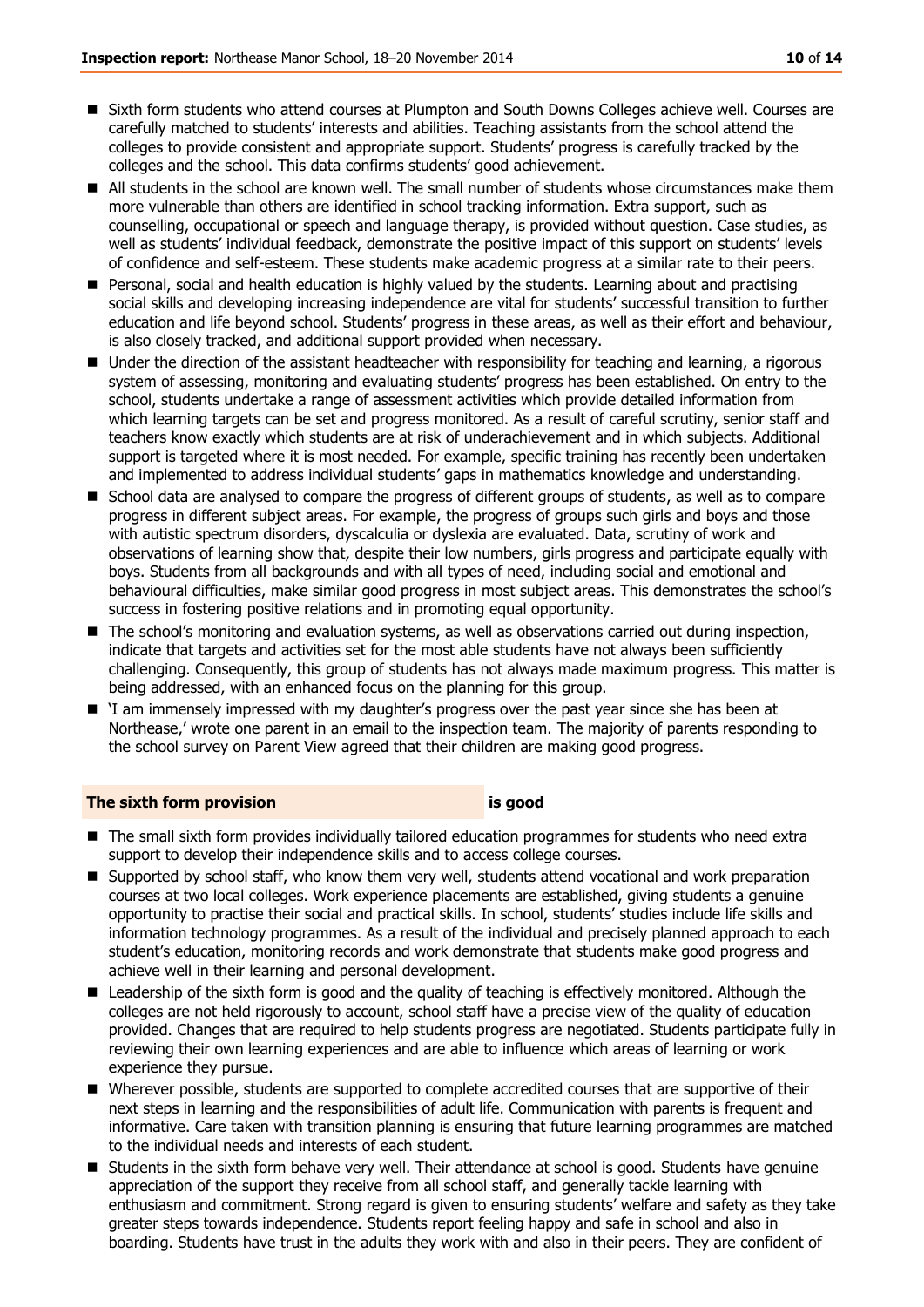- Sixth form students who attend courses at Plumpton and South Downs Colleges achieve well. Courses are carefully matched to students' interests and abilities. Teaching assistants from the school attend the colleges to provide consistent and appropriate support. Students' progress is carefully tracked by the colleges and the school. This data confirms students' good achievement.
- All students in the school are known well. The small number of students whose circumstances make them more vulnerable than others are identified in school tracking information. Extra support, such as counselling, occupational or speech and language therapy, is provided without question. Case studies, as well as students' individual feedback, demonstrate the positive impact of this support on students' levels of confidence and self-esteem. These students make academic progress at a similar rate to their peers.
- Personal, social and health education is highly valued by the students. Learning about and practising social skills and developing increasing independence are vital for students' successful transition to further education and life beyond school. Students' progress in these areas, as well as their effort and behaviour, is also closely tracked, and additional support provided when necessary.
- Under the direction of the assistant headteacher with responsibility for teaching and learning, a rigorous system of assessing, monitoring and evaluating students' progress has been established. On entry to the school, students undertake a range of assessment activities which provide detailed information from which learning targets can be set and progress monitored. As a result of careful scrutiny, senior staff and teachers know exactly which students are at risk of underachievement and in which subjects. Additional support is targeted where it is most needed. For example, specific training has recently been undertaken and implemented to address individual students' gaps in mathematics knowledge and understanding.
- School data are analysed to compare the progress of different groups of students, as well as to compare progress in different subject areas. For example, the progress of groups such girls and boys and those with autistic spectrum disorders, dyscalculia or dyslexia are evaluated. Data, scrutiny of work and observations of learning show that, despite their low numbers, girls progress and participate equally with boys. Students from all backgrounds and with all types of need, including social and emotional and behavioural difficulties, make similar good progress in most subject areas. This demonstrates the school's success in fostering positive relations and in promoting equal opportunity.
- The school's monitoring and evaluation systems, as well as observations carried out during inspection, indicate that targets and activities set for the most able students have not always been sufficiently challenging. Consequently, this group of students has not always made maximum progress. This matter is being addressed, with an enhanced focus on the planning for this group.
- 'I am immensely impressed with my daughter's progress over the past year since she has been at Northease,' wrote one parent in an email to the inspection team. The majority of parents responding to the school survey on Parent View agreed that their children are making good progress.

### The sixth form provision **is good**

- The small sixth form provides individually tailored education programmes for students who need extra support to develop their independence skills and to access college courses.
- Supported by school staff, who know them very well, students attend vocational and work preparation courses at two local colleges. Work experience placements are established, giving students a genuine opportunity to practise their social and practical skills. In school, students' studies include life skills and information technology programmes. As a result of the individual and precisely planned approach to each student's education, monitoring records and work demonstrate that students make good progress and achieve well in their learning and personal development.
- Leadership of the sixth form is good and the quality of teaching is effectively monitored. Although the colleges are not held rigorously to account, school staff have a precise view of the quality of education provided. Changes that are required to help students progress are negotiated. Students participate fully in reviewing their own learning experiences and are able to influence which areas of learning or work experience they pursue.
- Wherever possible, students are supported to complete accredited courses that are supportive of their next steps in learning and the responsibilities of adult life. Communication with parents is frequent and informative. Care taken with transition planning is ensuring that future learning programmes are matched to the individual needs and interests of each student.
- Students in the sixth form behave very well. Their attendance at school is good. Students have genuine appreciation of the support they receive from all school staff, and generally tackle learning with enthusiasm and commitment. Strong regard is given to ensuring students' welfare and safety as they take greater steps towards independence. Students report feeling happy and safe in school and also in boarding. Students have trust in the adults they work with and also in their peers. They are confident of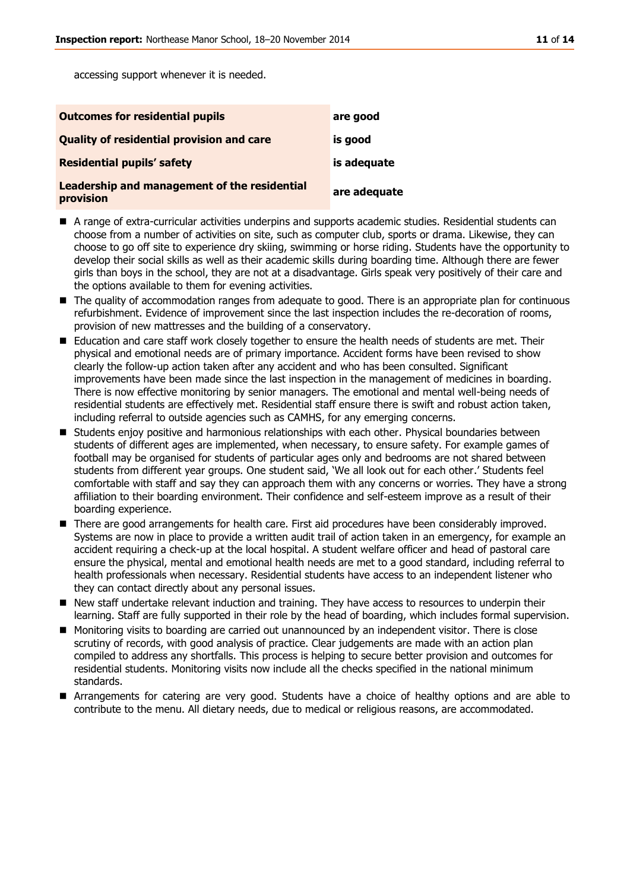accessing support whenever it is needed.

| | |
|---|---|
| **Outcomes for residential pupils** | **are good** |
| **Quality of residential provision and care** | **is good** |
| **Residential pupils' safety** | **is adequate** |
| **Leadership and management of the residential provision** | **are adequate** |

- A range of extra-curricular activities underpins and supports academic studies. Residential students can choose from a number of activities on site, such as computer club, sports or drama. Likewise, they can choose to go off site to experience dry skiing, swimming or horse riding. Students have the opportunity to develop their social skills as well as their academic skills during boarding time. Although there are fewer girls than boys in the school, they are not at a disadvantage. Girls speak very positively of their care and the options available to them for evening activities.
- The quality of accommodation ranges from adequate to good. There is an appropriate plan for continuous refurbishment. Evidence of improvement since the last inspection includes the re-decoration of rooms, provision of new mattresses and the building of a conservatory.
- Education and care staff work closely together to ensure the health needs of students are met. Their physical and emotional needs are of primary importance. Accident forms have been revised to show clearly the follow-up action taken after any accident and who has been consulted. Significant improvements have been made since the last inspection in the management of medicines in boarding. There is now effective monitoring by senior managers. The emotional and mental well-being needs of residential students are effectively met. Residential staff ensure there is swift and robust action taken, including referral to outside agencies such as CAMHS, for any emerging concerns.
- Students enjoy positive and harmonious relationships with each other. Physical boundaries between students of different ages are implemented, when necessary, to ensure safety. For example games of football may be organised for students of particular ages only and bedrooms are not shared between students from different year groups. One student said, 'We all look out for each other.' Students feel comfortable with staff and say they can approach them with any concerns or worries. They have a strong affiliation to their boarding environment. Their confidence and self-esteem improve as a result of their boarding experience.
- There are good arrangements for health care. First aid procedures have been considerably improved. Systems are now in place to provide a written audit trail of action taken in an emergency, for example an accident requiring a check-up at the local hospital. A student welfare officer and head of pastoral care ensure the physical, mental and emotional health needs are met to a good standard, including referral to health professionals when necessary. Residential students have access to an independent listener who they can contact directly about any personal issues.
- New staff undertake relevant induction and training. They have access to resources to underpin their learning. Staff are fully supported in their role by the head of boarding, which includes formal supervision.
- Monitoring visits to boarding are carried out unannounced by an independent visitor. There is close scrutiny of records, with good analysis of practice. Clear judgements are made with an action plan compiled to address any shortfalls. This process is helping to secure better provision and outcomes for residential students. Monitoring visits now include all the checks specified in the national minimum standards.
- Arrangements for catering are very good. Students have a choice of healthy options and are able to contribute to the menu. All dietary needs, due to medical or religious reasons, are accommodated.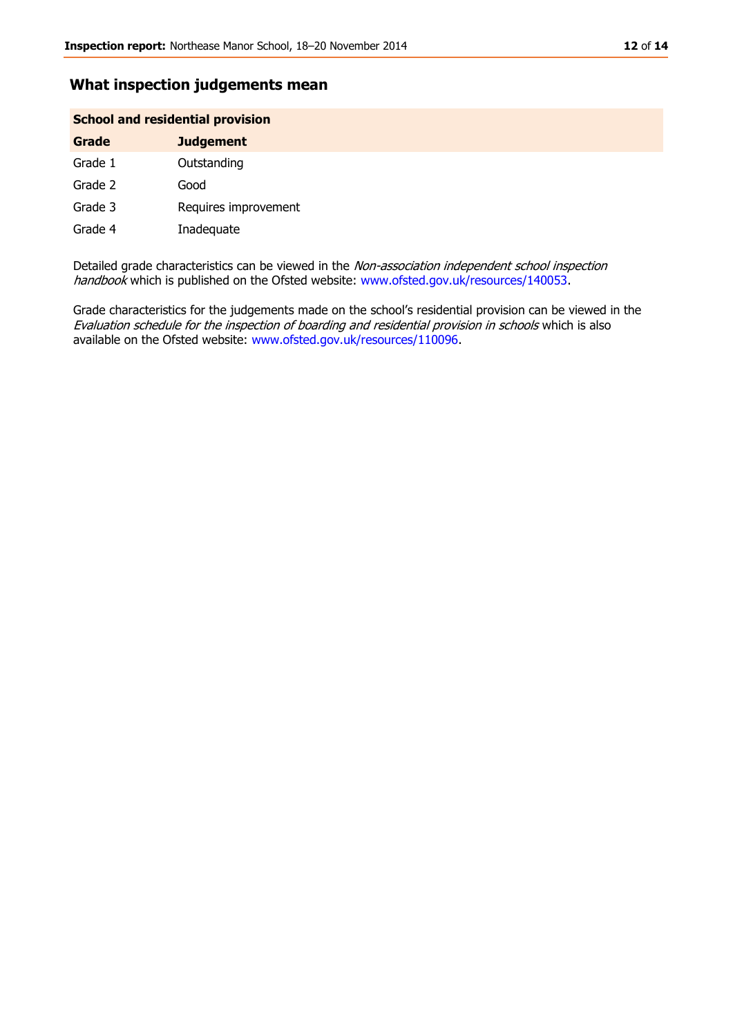## What inspection judgements mean

| School and residential provision | |
|---|---|
| **Grade** | **Judgement** |
| Grade 1 | Outstanding |
| Grade 2 | Good |
| Grade 3 | Requires improvement |
| Grade 4 | Inadequate |

Detailed grade characteristics can be viewed in the *Non-association independent school inspection handbook* which is published on the Ofsted website: www.ofsted.gov.uk/resources/140053.

Grade characteristics for the judgements made on the school's residential provision can be viewed in the *Evaluation schedule for the inspection of boarding and residential provision in schools* which is also available on the Ofsted website: www.ofsted.gov.uk/resources/110096.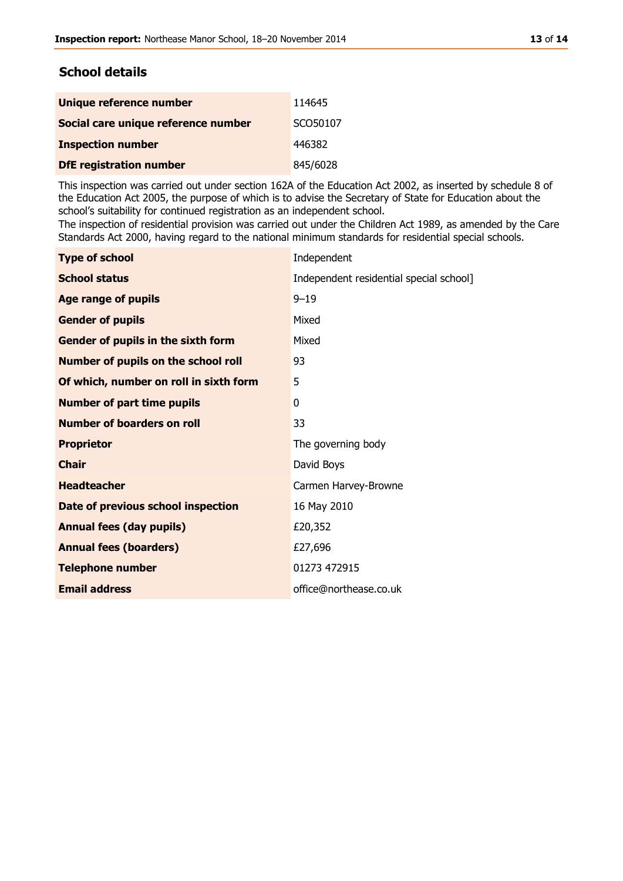## School details

| | |
|---|---|
| **Unique reference number** | 114645 |
| **Social care unique reference number** | SCO50107 |
| **Inspection number** | 446382 |
| **DfE registration number** | 845/6028 |

This inspection was carried out under section 162A of the Education Act 2002, as inserted by schedule 8 of the Education Act 2005, the purpose of which is to advise the Secretary of State for Education about the school's suitability for continued registration as an independent school.
The inspection of residential provision was carried out under the Children Act 1989, as amended by the Care Standards Act 2000, having regard to the national minimum standards for residential special schools.

| | |
|---|---|
| **Type of school** | Independent |
| **School status** | Independent residential special school] |
| **Age range of pupils** | 9–19 |
| **Gender of pupils** | Mixed |
| **Gender of pupils in the sixth form** | Mixed |
| **Number of pupils on the school roll** | 93 |
| **Of which, number on roll in sixth form** | 5 |
| **Number of part time pupils** | 0 |
| **Number of boarders on roll** | 33 |
| **Proprietor** | The governing body |
| **Chair** | David Boys |
| **Headteacher** | Carmen Harvey-Browne |
| **Date of previous school inspection** | 16 May 2010 |
| **Annual fees (day pupils)** | £20,352 |
| **Annual fees (boarders)** | £27,696 |
| **Telephone number** | 01273 472915 |
| **Email address** | office@northease.co.uk |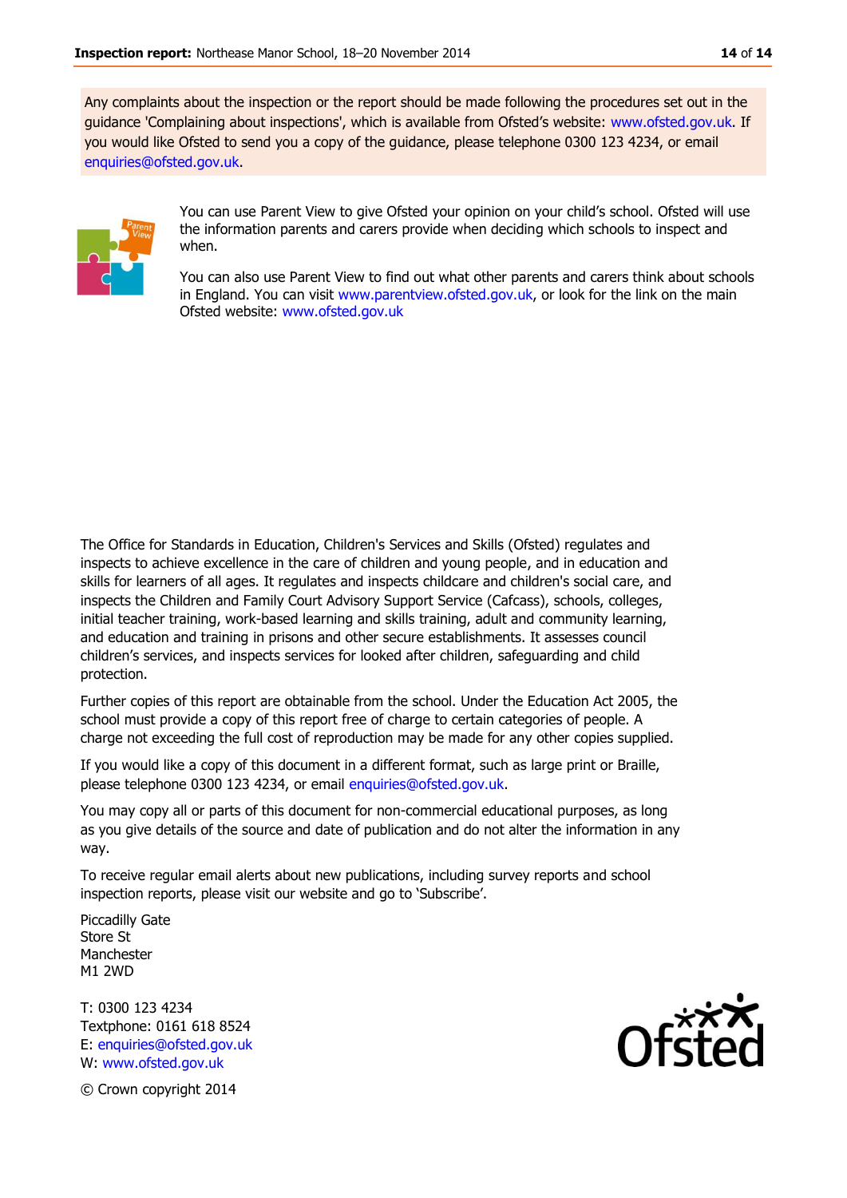Any complaints about the inspection or the report should be made following the procedures set out in the guidance 'Complaining about inspections', which is available from Ofsted's website: www.ofsted.gov.uk. If you would like Ofsted to send you a copy of the guidance, please telephone 0300 123 4234, or email enquiries@ofsted.gov.uk.

You can use Parent View to give Ofsted your opinion on your child's school. Ofsted will use the information parents and carers provide when deciding which schools to inspect and when.

You can also use Parent View to find out what other parents and carers think about schools in England. You can visit www.parentview.ofsted.gov.uk, or look for the link on the main Ofsted website: www.ofsted.gov.uk

The Office for Standards in Education, Children's Services and Skills (Ofsted) regulates and inspects to achieve excellence in the care of children and young people, and in education and skills for learners of all ages. It regulates and inspects childcare and children's social care, and inspects the Children and Family Court Advisory Support Service (Cafcass), schools, colleges, initial teacher training, work-based learning and skills training, adult and community learning, and education and training in prisons and other secure establishments. It assesses council children's services, and inspects services for looked after children, safeguarding and child protection.

Further copies of this report are obtainable from the school. Under the Education Act 2005, the school must provide a copy of this report free of charge to certain categories of people. A charge not exceeding the full cost of reproduction may be made for any other copies supplied.

If you would like a copy of this document in a different format, such as large print or Braille, please telephone 0300 123 4234, or email enquiries@ofsted.gov.uk.

You may copy all or parts of this document for non-commercial educational purposes, as long as you give details of the source and date of publication and do not alter the information in any way.

To receive regular email alerts about new publications, including survey reports and school inspection reports, please visit our website and go to 'Subscribe'.

Piccadilly Gate
Store St
Manchester
M1 2WD

T: 0300 123 4234
Textphone: 0161 618 8524
E: enquiries@ofsted.gov.uk
W: www.ofsted.gov.uk

© Crown copyright 2014